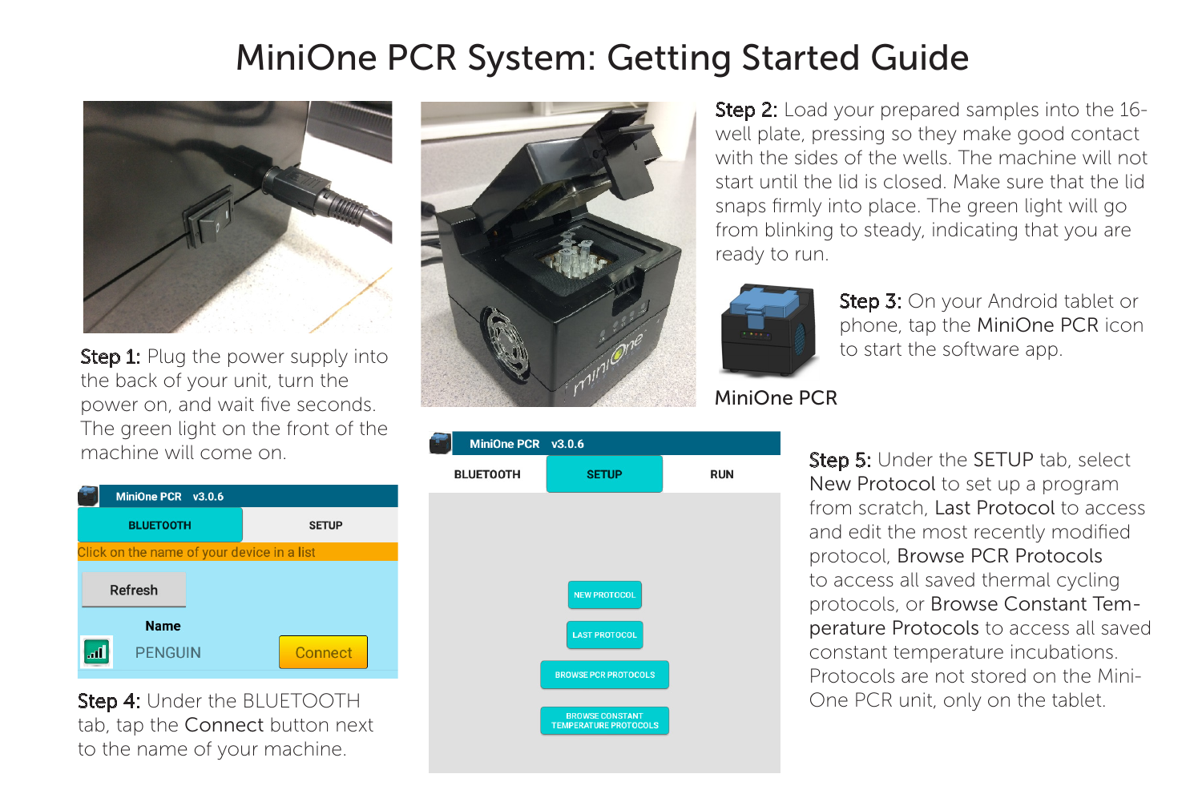# MiniOne PCR System: Getting Started Guide

**Step 1:** Plug the power supply into the back of your unit, turn the power on, and wait five seconds. The green light on the front of the machine will come on.

**Step 2:** Load your prepared samples into the 16-well plate, pressing so they make good contact with the sides of the wells. The machine will not start until the lid is closed. Make sure that the lid snaps firmly into place. The green light will go from blinking to steady, indicating that you are ready to run.

**Step 3:** On your Android tablet or phone, tap the MiniOne PCR icon to start the software app.

MiniOne PCR

MiniOne PCR v3.0.6

BLUETOOTH | SETUP

Click on the name of your device in a list

Refresh

Name

PENGUIN | Connect

**Step 4:** Under the BLUETOOTH tab, tap the Connect button next to the name of your machine.

MiniOne PCR v3.0.6

BLUETOOTH | SETUP | RUN

NEW PROTOCOL

LAST PROTOCOL

BROWSE PCR PROTOCOLS

BROWSE CONSTANT TEMPERATURE PROTOCOLS

**Step 5:** Under the SETUP tab, select New Protocol to set up a program from scratch, Last Protocol to access and edit the most recently modified protocol, Browse PCR Protocols to access all saved thermal cycling protocols, or Browse Constant Temperature Protocols to access all saved constant temperature incubations. Protocols are not stored on the MiniOne PCR unit, only on the tablet.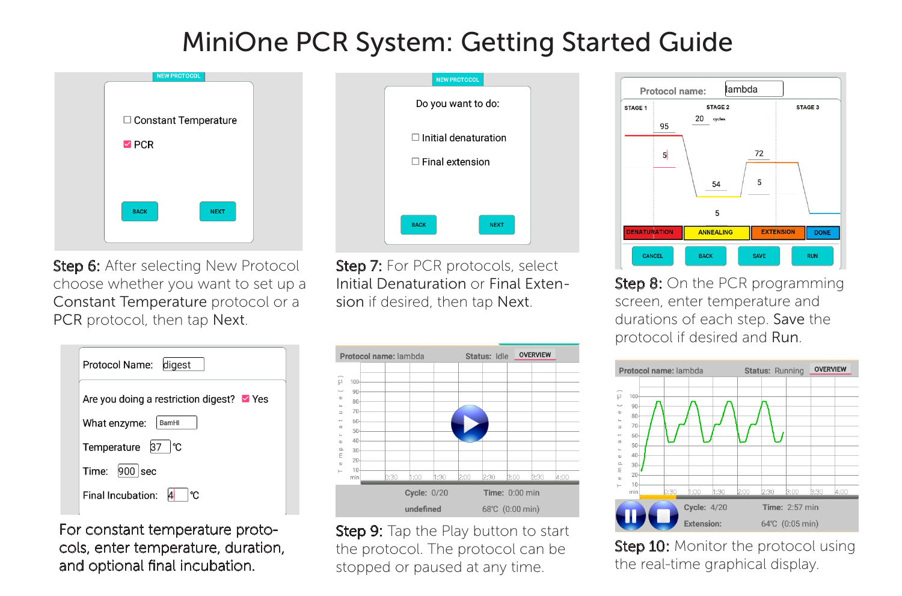# MiniOne PCR System: Getting Started Guide

NEW PROTOCOL

☐ Constant Temperature

☑ PCR

BACK NEXT

**Step 6:** After selecting New Protocol choose whether you want to set up a Constant Temperature protocol or a PCR protocol, then tap Next.

NEW PROTOCOL

Do you want to do:

☐ Initial denaturation

☐ Final extension

BACK NEXT

**Step 7:** For PCR protocols, select Initial Denaturation or Final Extension if desired, then tap Next.

Protocol name: lambda

STAGE 1 STAGE 2 STAGE 3

20 cycles

95

5

54

5

72

5

DENATURATION ANNEALING EXTENSION DONE

CANCEL BACK SAVE RUN

**Step 8:** On the PCR programming screen, enter temperature and durations of each step. Save the protocol if desired and Run.

Protocol Name: digest

Are you doing a restriction digest? ☑ Yes

What enzyme: BamHI

Temperature 37 °C

Time: 900 sec

Final Incubation: 4 °C

For constant temperature protocols, enter temperature, duration, and optional final incubation.

Protocol name: lambda Status: Idle OVERVIEW

Temperature (°C)

100 90 80 70 60 50 40 30 20 10

min 0:30 1:00 1:30 2:00 2:30 3:00 3:30 4:00

Cycle: 0/20 Time: 0:00 min

undefined 68°C (0:00 min)

**Step 9:** Tap the Play button to start the protocol. The protocol can be stopped or paused at any time.

Protocol name: lambda Status: Running OVERVIEW

Temperature (°C)

100 90 80 70 60 50 40 30 20 10

min 0:30 1:00 1:30 2:00 2:30 3:00 3:30 4:00

Cycle: 4/20 Time: 2:57 min

Extension: 64°C (0:05 min)

**Step 10:** Monitor the protocol using the real-time graphical display.